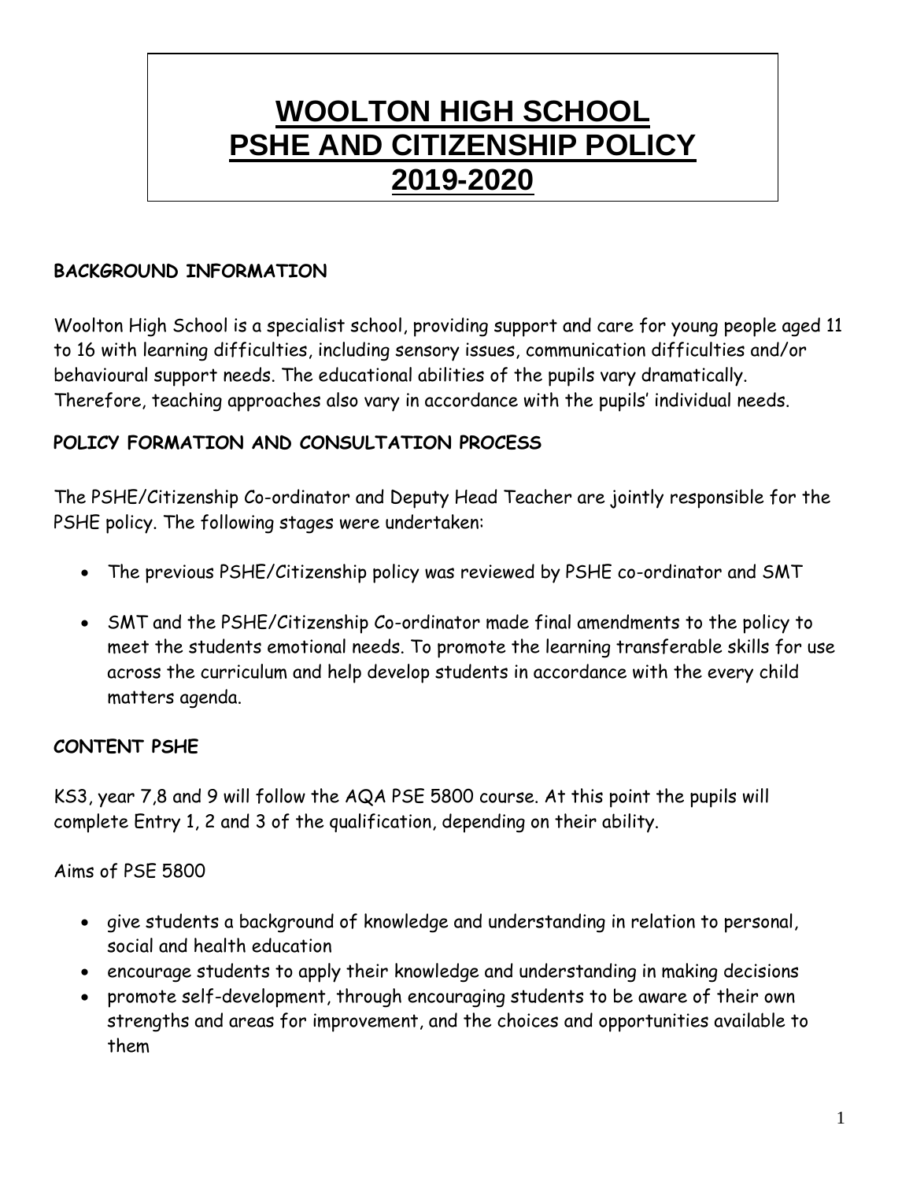# WOOLTON HIGH SCHOOL
# PSHE AND CITIZENSHIP POLICY
# 2019-2020

**BACKGROUND INFORMATION**

Woolton High School is a specialist school, providing support and care for young people aged 11 to 16 with learning difficulties, including sensory issues, communication difficulties and/or behavioural support needs. The educational abilities of the pupils vary dramatically. Therefore, teaching approaches also vary in accordance with the pupils' individual needs.

**POLICY FORMATION AND CONSULTATION PROCESS**

The PSHE/Citizenship Co-ordinator and Deputy Head Teacher are jointly responsible for the PSHE policy. The following stages were undertaken:

- The previous PSHE/Citizenship policy was reviewed by PSHE co-ordinator and SMT
- SMT and the PSHE/Citizenship Co-ordinator made final amendments to the policy to meet the students emotional needs. To promote the learning transferable skills for use across the curriculum and help develop students in accordance with the every child matters agenda.

**CONTENT PSHE**

KS3, year 7,8 and 9 will follow the AQA PSE 5800 course. At this point the pupils will complete Entry 1, 2 and 3 of the qualification, depending on their ability.

Aims of PSE 5800

- give students a background of knowledge and understanding in relation to personal, social and health education
- encourage students to apply their knowledge and understanding in making decisions
- promote self-development, through encouraging students to be aware of their own strengths and areas for improvement, and the choices and opportunities available to them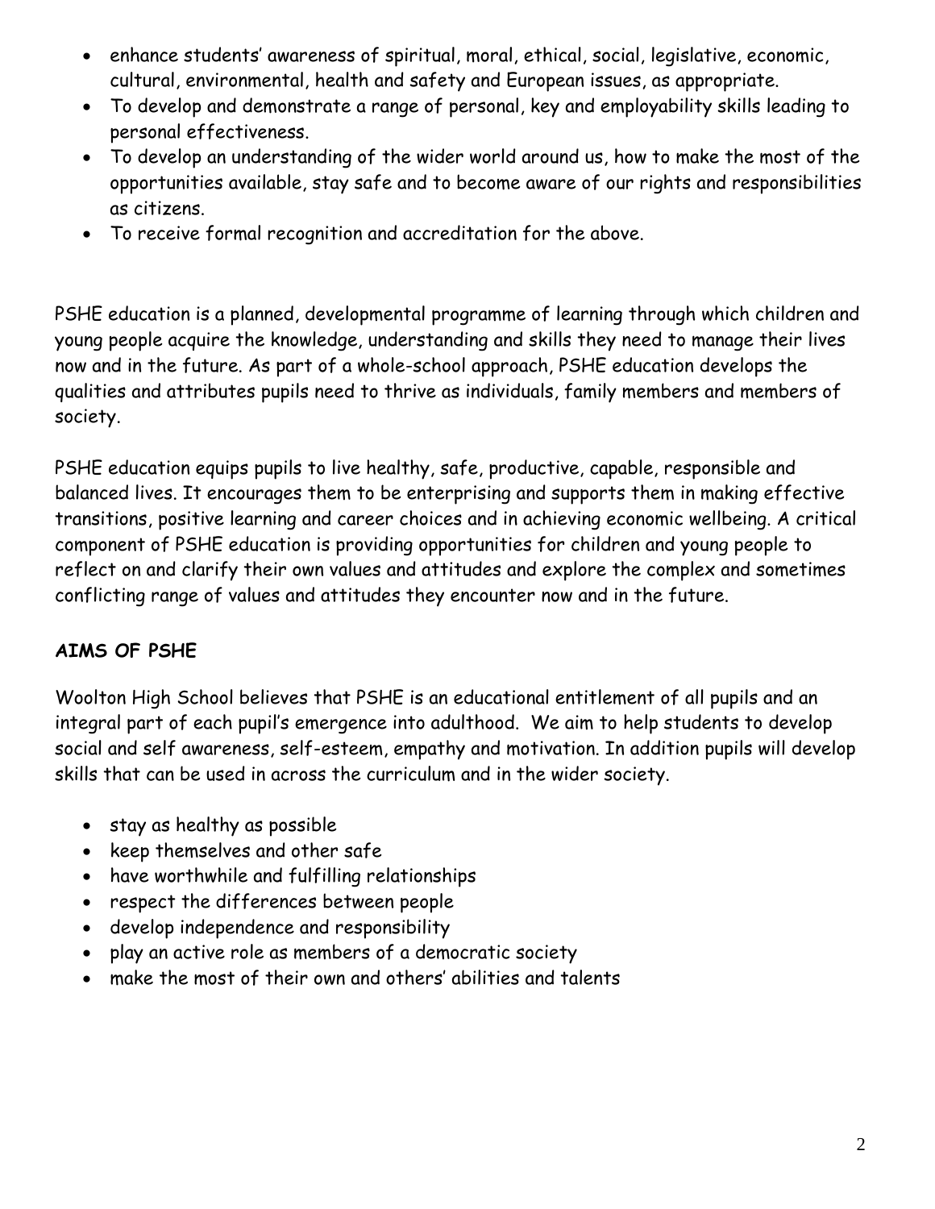- enhance students' awareness of spiritual, moral, ethical, social, legislative, economic, cultural, environmental, health and safety and European issues, as appropriate.
- To develop and demonstrate a range of personal, key and employability skills leading to personal effectiveness.
- To develop an understanding of the wider world around us, how to make the most of the opportunities available, stay safe and to become aware of our rights and responsibilities as citizens.
- To receive formal recognition and accreditation for the above.

PSHE education is a planned, developmental programme of learning through which children and young people acquire the knowledge, understanding and skills they need to manage their lives now and in the future. As part of a whole-school approach, PSHE education develops the qualities and attributes pupils need to thrive as individuals, family members and members of society.

PSHE education equips pupils to live healthy, safe, productive, capable, responsible and balanced lives. It encourages them to be enterprising and supports them in making effective transitions, positive learning and career choices and in achieving economic wellbeing. A critical component of PSHE education is providing opportunities for children and young people to reflect on and clarify their own values and attitudes and explore the complex and sometimes conflicting range of values and attitudes they encounter now and in the future.

**AIMS OF PSHE**

Woolton High School believes that PSHE is an educational entitlement of all pupils and an integral part of each pupil's emergence into adulthood. We aim to help students to develop social and self awareness, self-esteem, empathy and motivation. In addition pupils will develop skills that can be used in across the curriculum and in the wider society.

- stay as healthy as possible
- keep themselves and other safe
- have worthwhile and fulfilling relationships
- respect the differences between people
- develop independence and responsibility
- play an active role as members of a democratic society
- make the most of their own and others' abilities and talents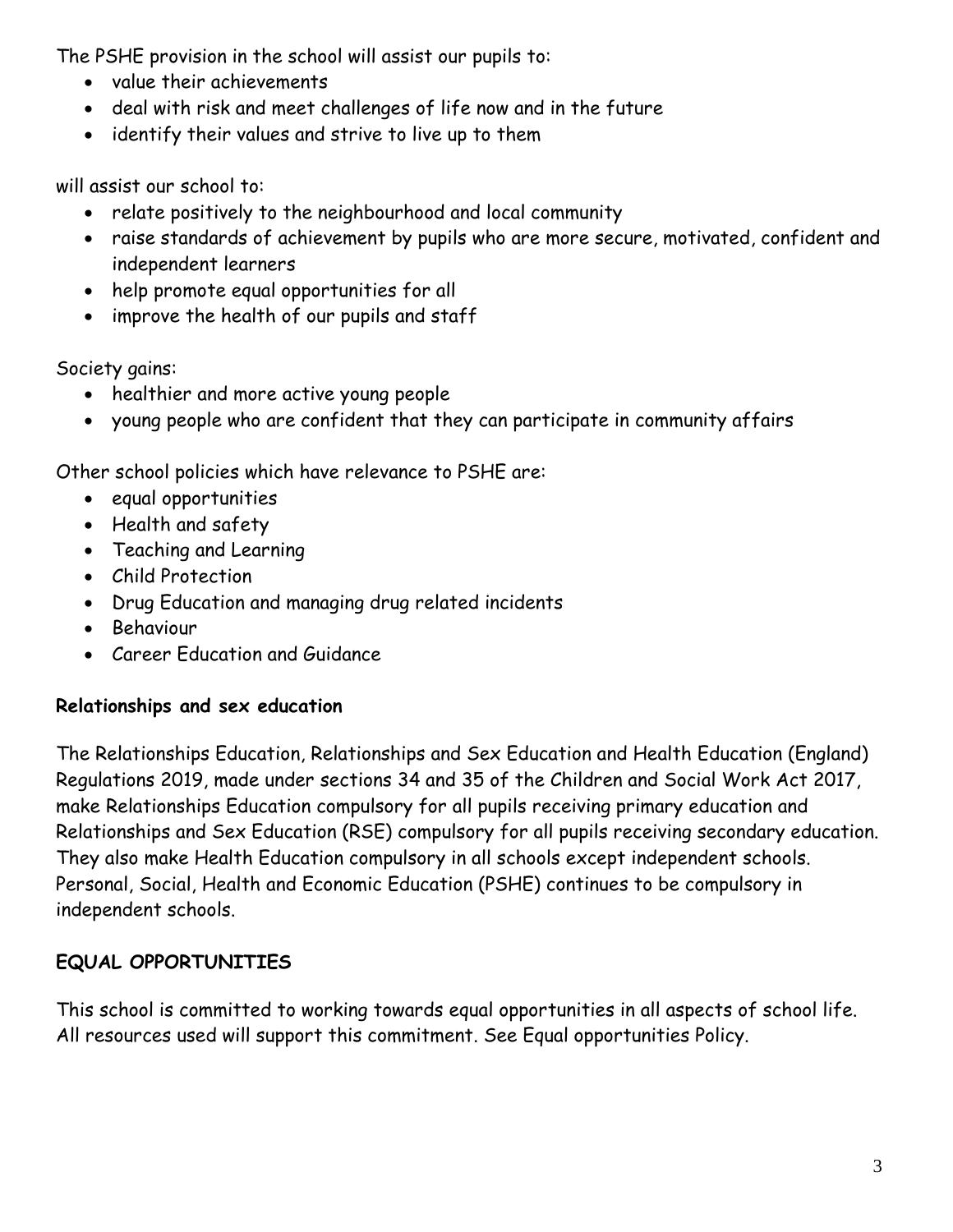The PSHE provision in the school will assist our pupils to:

- value their achievements
- deal with risk and meet challenges of life now and in the future
- identify their values and strive to live up to them

will assist our school to:

- relate positively to the neighbourhood and local community
- raise standards of achievement by pupils who are more secure, motivated, confident and independent learners
- help promote equal opportunities for all
- improve the health of our pupils and staff

Society gains:

- healthier and more active young people
- young people who are confident that they can participate in community affairs

Other school policies which have relevance to PSHE are:

- equal opportunities
- Health and safety
- Teaching and Learning
- Child Protection
- Drug Education and managing drug related incidents
- Behaviour
- Career Education and Guidance

**Relationships and sex education**

The Relationships Education, Relationships and Sex Education and Health Education (England) Regulations 2019, made under sections 34 and 35 of the Children and Social Work Act 2017, make Relationships Education compulsory for all pupils receiving primary education and Relationships and Sex Education (RSE) compulsory for all pupils receiving secondary education. They also make Health Education compulsory in all schools except independent schools. Personal, Social, Health and Economic Education (PSHE) continues to be compulsory in independent schools.

**EQUAL OPPORTUNITIES**

This school is committed to working towards equal opportunities in all aspects of school life. All resources used will support this commitment. See Equal opportunities Policy.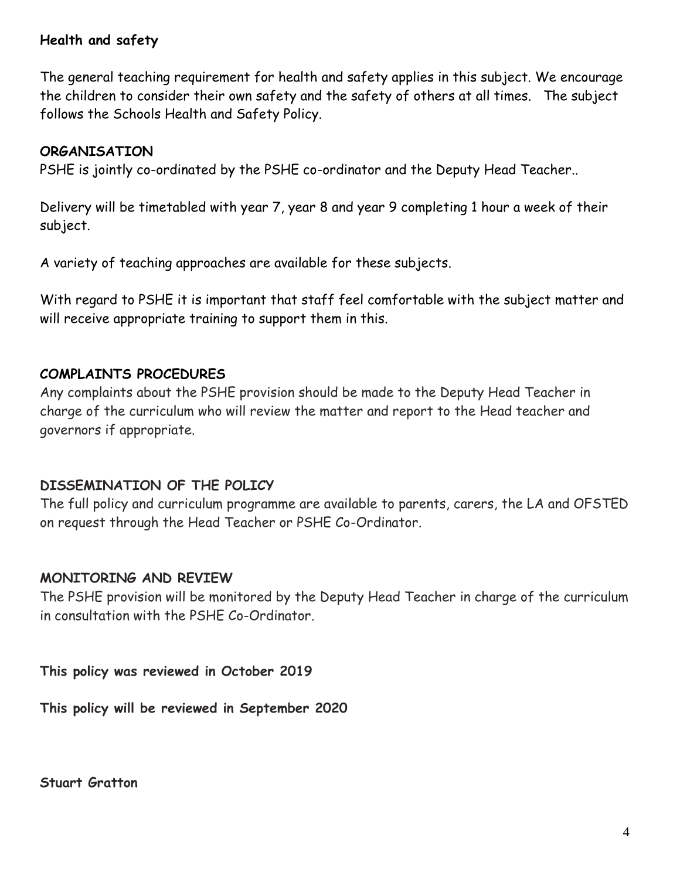**Health and safety**

The general teaching requirement for health and safety applies in this subject. We encourage the children to consider their own safety and the safety of others at all times. The subject follows the Schools Health and Safety Policy.

**ORGANISATION**

PSHE is jointly co-ordinated by the PSHE co-ordinator and the Deputy Head Teacher..

Delivery will be timetabled with year 7, year 8 and year 9 completing 1 hour a week of their subject.

A variety of teaching approaches are available for these subjects.

With regard to PSHE it is important that staff feel comfortable with the subject matter and will receive appropriate training to support them in this.

**COMPLAINTS PROCEDURES**

Any complaints about the PSHE provision should be made to the Deputy Head Teacher in charge of the curriculum who will review the matter and report to the Head teacher and governors if appropriate.

**DISSEMINATION OF THE POLICY**

The full policy and curriculum programme are available to parents, carers, the LA and OFSTED on request through the Head Teacher or PSHE Co-Ordinator.

**MONITORING AND REVIEW**

The PSHE provision will be monitored by the Deputy Head Teacher in charge of the curriculum in consultation with the PSHE Co-Ordinator.

**This policy was reviewed in October 2019**

**This policy will be reviewed in September 2020**

**Stuart Gratton**